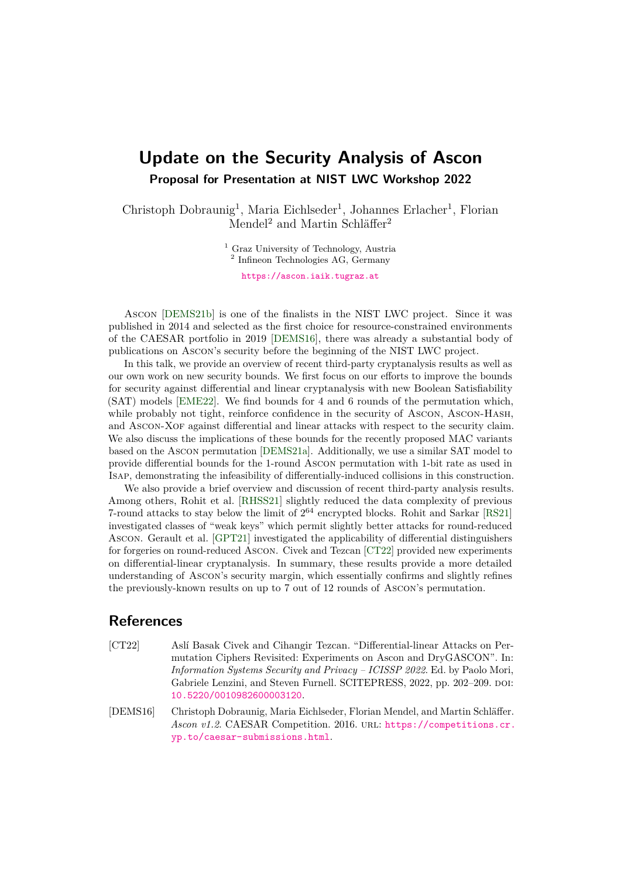# Update on the Security Analysis of Ascon

**Proposal for Presentation at NIST LWC Workshop 2022**

Christoph Dobraunig[1], Maria Eichlseder[1], Johannes Erlacher[1], Florian Mendel[2] and Martin Schläffer[2]

[1] Graz University of Technology, Austria
[2] Infineon Technologies AG, Germany

https://ascon.iaik.tugraz.at

Ascon [DEMS21b] is one of the finalists in the NIST LWC project. Since it was published in 2014 and selected as the first choice for resource-constrained environments of the CAESAR portfolio in 2019 [DEMS16], there was already a substantial body of publications on Ascon's security before the beginning of the NIST LWC project.

In this talk, we provide an overview of recent third-party cryptanalysis results as well as our own work on new security bounds. We first focus on our efforts to improve the bounds for security against differential and linear cryptanalysis with new Boolean Satisfiability (SAT) models [EME22]. We find bounds for 4 and 6 rounds of the permutation which, while probably not tight, reinforce confidence in the security of Ascon, Ascon-Hash, and Ascon-Xof against differential and linear attacks with respect to the security claim. We also discuss the implications of these bounds for the recently proposed MAC variants based on the Ascon permutation [DEMS21a]. Additionally, we use a similar SAT model to provide differential bounds for the 1-round Ascon permutation with 1-bit rate as used in Isap, demonstrating the infeasibility of differentially-induced collisions in this construction.

We also provide a brief overview and discussion of recent third-party analysis results. Among others, Rohit et al. [RHSS21] slightly reduced the data complexity of previous 7-round attacks to stay below the limit of $2^{64}$ encrypted blocks. Rohit and Sarkar [RS21] investigated classes of "weak keys" which permit slightly better attacks for round-reduced Ascon. Gerault et al. [GPT21] investigated the applicability of differential distinguishers for forgeries on round-reduced Ascon. Civek and Tezcan [CT22] provided new experiments on differential-linear cryptanalysis. In summary, these results provide a more detailed understanding of Ascon's security margin, which essentially confirms and slightly refines the previously-known results on up to 7 out of 12 rounds of Ascon's permutation.

## References

[CT22] Aslí Basak Civek and Cihangir Tezcan. "Differential-linear Attacks on Permutation Ciphers Revisited: Experiments on Ascon and DryGASCON". In: *Information Systems Security and Privacy – ICISSP 2022*. Ed. by Paolo Mori, Gabriele Lenzini, and Steven Furnell. SCITEPRESS, 2022, pp. 202–209. doi: 10.5220/0010982600003120.

[DEMS16] Christoph Dobraunig, Maria Eichlseder, Florian Mendel, and Martin Schläffer. *Ascon v1.2*. CAESAR Competition. 2016. url: https://competitions.cr.yp.to/caesar-submissions.html.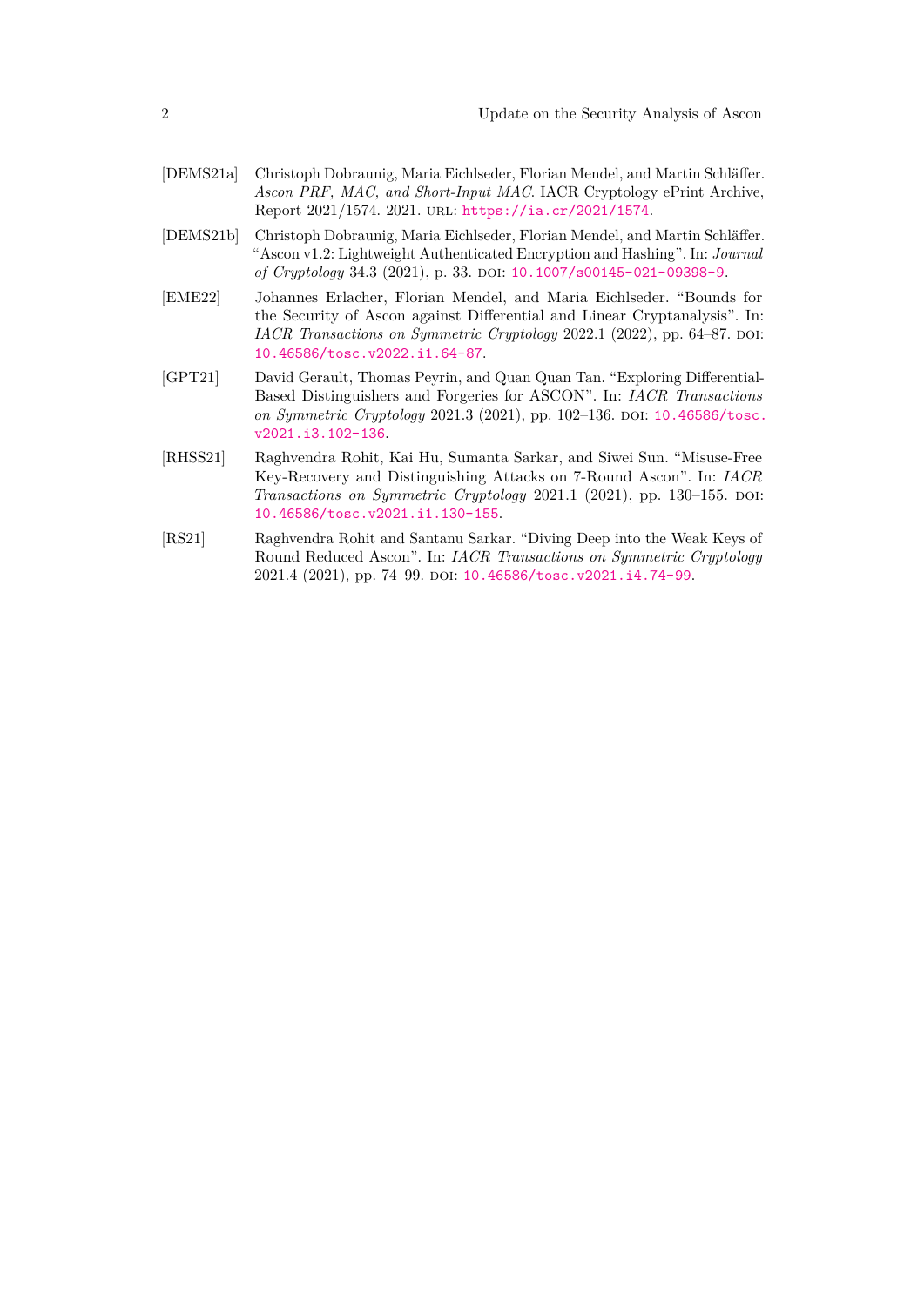[DEMS21a] Christoph Dobraunig, Maria Eichlseder, Florian Mendel, and Martin Schläffer. *Ascon PRF, MAC, and Short-Input MAC*. IACR Cryptology ePrint Archive, Report 2021/1574. 2021. URL: https://ia.cr/2021/1574.

[DEMS21b] Christoph Dobraunig, Maria Eichlseder, Florian Mendel, and Martin Schläffer. "Ascon v1.2: Lightweight Authenticated Encryption and Hashing". In: *Journal of Cryptology* 34.3 (2021), p. 33. DOI: 10.1007/s00145-021-09398-9.

[EME22] Johannes Erlacher, Florian Mendel, and Maria Eichlseder. "Bounds for the Security of Ascon against Differential and Linear Cryptanalysis". In: *IACR Transactions on Symmetric Cryptology* 2022.1 (2022), pp. 64–87. DOI: 10.46586/tosc.v2022.i1.64-87.

[GPT21] David Gerault, Thomas Peyrin, and Quan Quan Tan. "Exploring Differential-Based Distinguishers and Forgeries for ASCON". In: *IACR Transactions on Symmetric Cryptology* 2021.3 (2021), pp. 102–136. DOI: 10.46586/tosc.v2021.i3.102-136.

[RHSS21] Raghvendra Rohit, Kai Hu, Sumanta Sarkar, and Siwei Sun. "Misuse-Free Key-Recovery and Distinguishing Attacks on 7-Round Ascon". In: *IACR Transactions on Symmetric Cryptology* 2021.1 (2021), pp. 130–155. DOI: 10.46586/tosc.v2021.i1.130-155.

[RS21] Raghvendra Rohit and Santanu Sarkar. "Diving Deep into the Weak Keys of Round Reduced Ascon". In: *IACR Transactions on Symmetric Cryptology* 2021.4 (2021), pp. 74–99. DOI: 10.46586/tosc.v2021.i4.74-99.